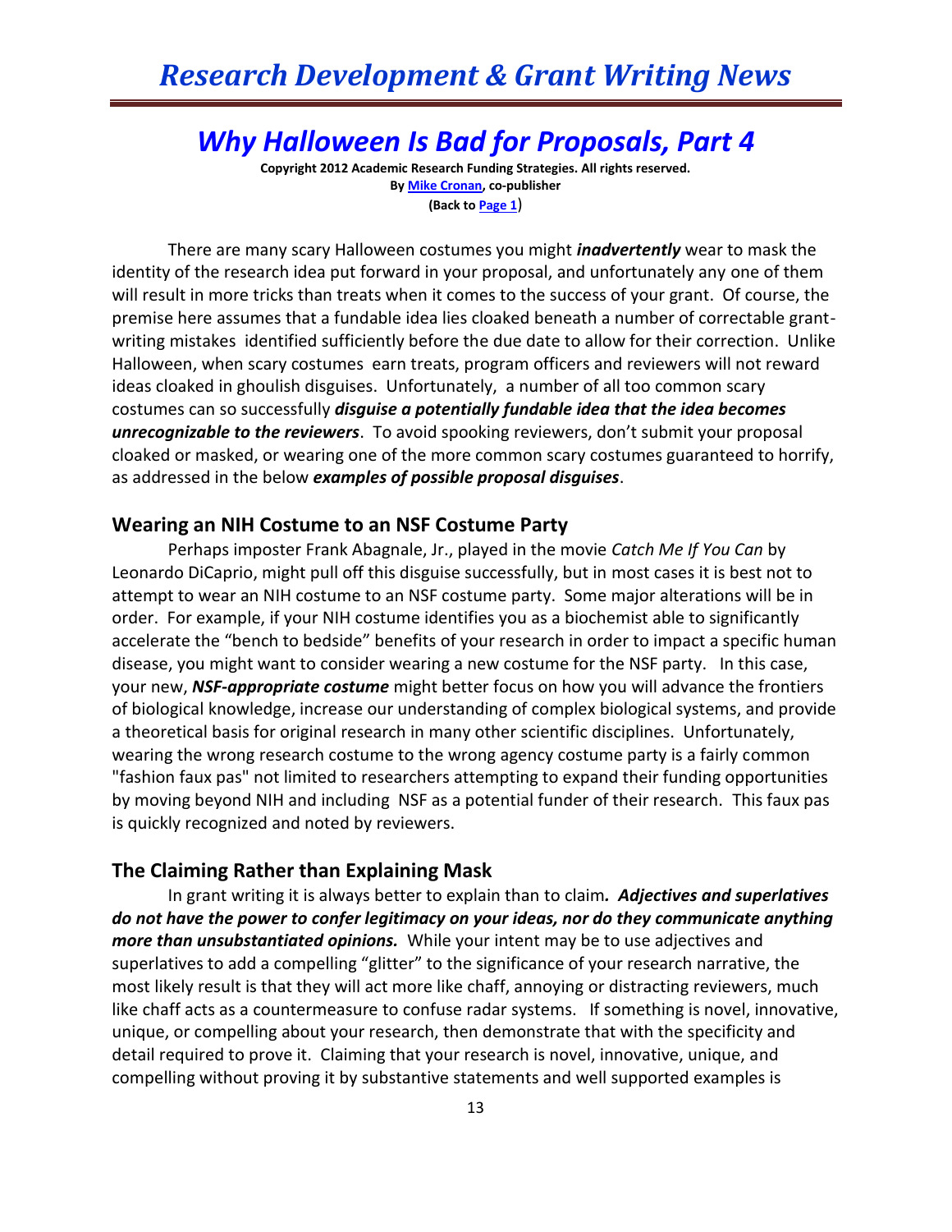# Why Halloween Is Bad for Proposals, Part 4

**Copyright 2012 Academic Research Funding Strategies. All rights reserved.**
**By Mike Cronan, co-publisher**
**(Back to Page 1)**

There are many scary Halloween costumes you might ***inadvertently*** wear to mask the identity of the research idea put forward in your proposal, and unfortunately any one of them will result in more tricks than treats when it comes to the success of your grant. Of course, the premise here assumes that a fundable idea lies cloaked beneath a number of correctable grant-writing mistakes identified sufficiently before the due date to allow for their correction. Unlike Halloween, when scary costumes earn treats, program officers and reviewers will not reward ideas cloaked in ghoulish disguises. Unfortunately, a number of all too common scary costumes can so successfully ***disguise a potentially fundable idea that the idea becomes unrecognizable to the reviewers***. To avoid spooking reviewers, don't submit your proposal cloaked or masked, or wearing one of the more common scary costumes guaranteed to horrify, as addressed in the below ***examples of possible proposal disguises***.

## Wearing an NIH Costume to an NSF Costume Party

Perhaps imposter Frank Abagnale, Jr., played in the movie *Catch Me If You Can* by Leonardo DiCaprio, might pull off this disguise successfully, but in most cases it is best not to attempt to wear an NIH costume to an NSF costume party. Some major alterations will be in order. For example, if your NIH costume identifies you as a biochemist able to significantly accelerate the "bench to bedside" benefits of your research in order to impact a specific human disease, you might want to consider wearing a new costume for the NSF party. In this case, your new, ***NSF-appropriate costume*** might better focus on how you will advance the frontiers of biological knowledge, increase our understanding of complex biological systems, and provide a theoretical basis for original research in many other scientific disciplines. Unfortunately, wearing the wrong research costume to the wrong agency costume party is a fairly common "fashion faux pas" not limited to researchers attempting to expand their funding opportunities by moving beyond NIH and including NSF as a potential funder of their research. This faux pas is quickly recognized and noted by reviewers.

## The Claiming Rather than Explaining Mask

In grant writing it is always better to explain than to claim***. Adjectives and superlatives do not have the power to confer legitimacy on your ideas, nor do they communicate anything more than unsubstantiated opinions.*** While your intent may be to use adjectives and superlatives to add a compelling "glitter" to the significance of your research narrative, the most likely result is that they will act more like chaff, annoying or distracting reviewers, much like chaff acts as a countermeasure to confuse radar systems. If something is novel, innovative, unique, or compelling about your research, then demonstrate that with the specificity and detail required to prove it. Claiming that your research is novel, innovative, unique, and compelling without proving it by substantive statements and well supported examples is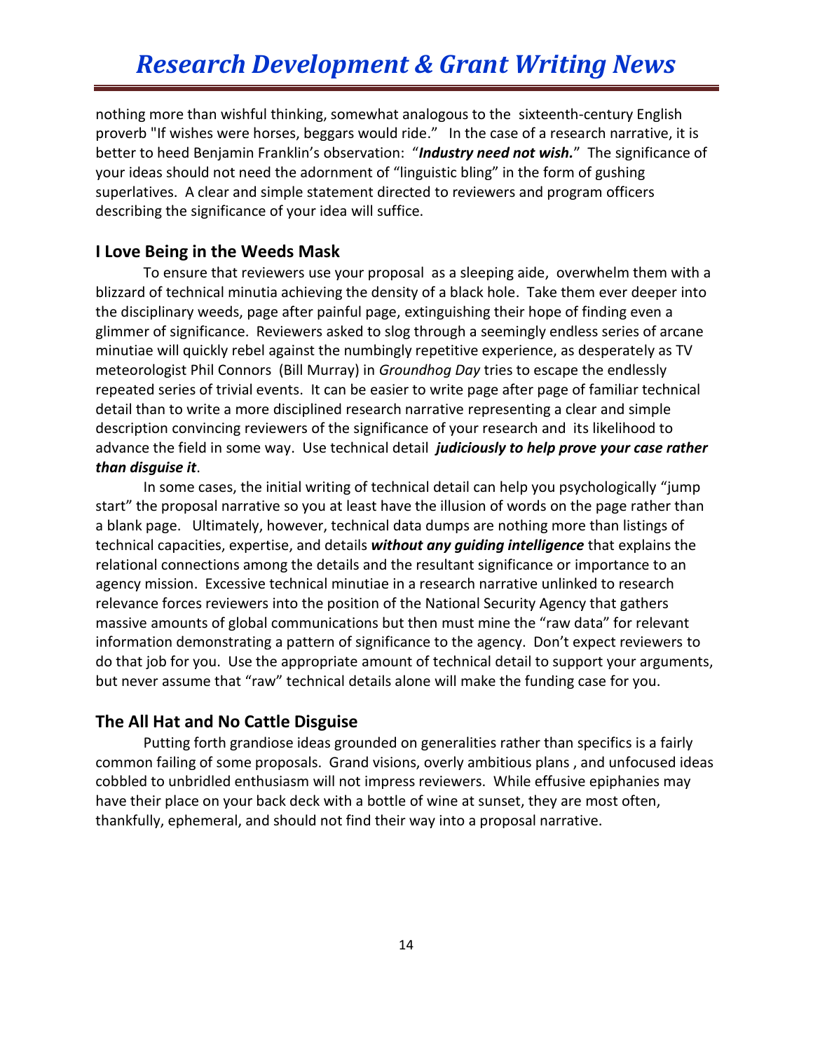nothing more than wishful thinking, somewhat analogous to the sixteenth-century English proverb "If wishes were horses, beggars would ride." In the case of a research narrative, it is better to heed Benjamin Franklin's observation: "***Industry need not wish.***" The significance of your ideas should not need the adornment of "linguistic bling" in the form of gushing superlatives. A clear and simple statement directed to reviewers and program officers describing the significance of your idea will suffice.

## I Love Being in the Weeds Mask

To ensure that reviewers use your proposal as a sleeping aide, overwhelm them with a blizzard of technical minutia achieving the density of a black hole. Take them ever deeper into the disciplinary weeds, page after painful page, extinguishing their hope of finding even a glimmer of significance. Reviewers asked to slog through a seemingly endless series of arcane minutiae will quickly rebel against the numbingly repetitive experience, as desperately as TV meteorologist Phil Connors (Bill Murray) in *Groundhog Day* tries to escape the endlessly repeated series of trivial events. It can be easier to write page after page of familiar technical detail than to write a more disciplined research narrative representing a clear and simple description convincing reviewers of the significance of your research and its likelihood to advance the field in some way. Use technical detail ***judiciously to help prove your case rather than disguise it***.

In some cases, the initial writing of technical detail can help you psychologically "jump start" the proposal narrative so you at least have the illusion of words on the page rather than a blank page. Ultimately, however, technical data dumps are nothing more than listings of technical capacities, expertise, and details ***without any guiding intelligence*** that explains the relational connections among the details and the resultant significance or importance to an agency mission. Excessive technical minutiae in a research narrative unlinked to research relevance forces reviewers into the position of the National Security Agency that gathers massive amounts of global communications but then must mine the "raw data" for relevant information demonstrating a pattern of significance to the agency. Don't expect reviewers to do that job for you. Use the appropriate amount of technical detail to support your arguments, but never assume that "raw" technical details alone will make the funding case for you.

## The All Hat and No Cattle Disguise

Putting forth grandiose ideas grounded on generalities rather than specifics is a fairly common failing of some proposals. Grand visions, overly ambitious plans , and unfocused ideas cobbled to unbridled enthusiasm will not impress reviewers. While effusive epiphanies may have their place on your back deck with a bottle of wine at sunset, they are most often, thankfully, ephemeral, and should not find their way into a proposal narrative.